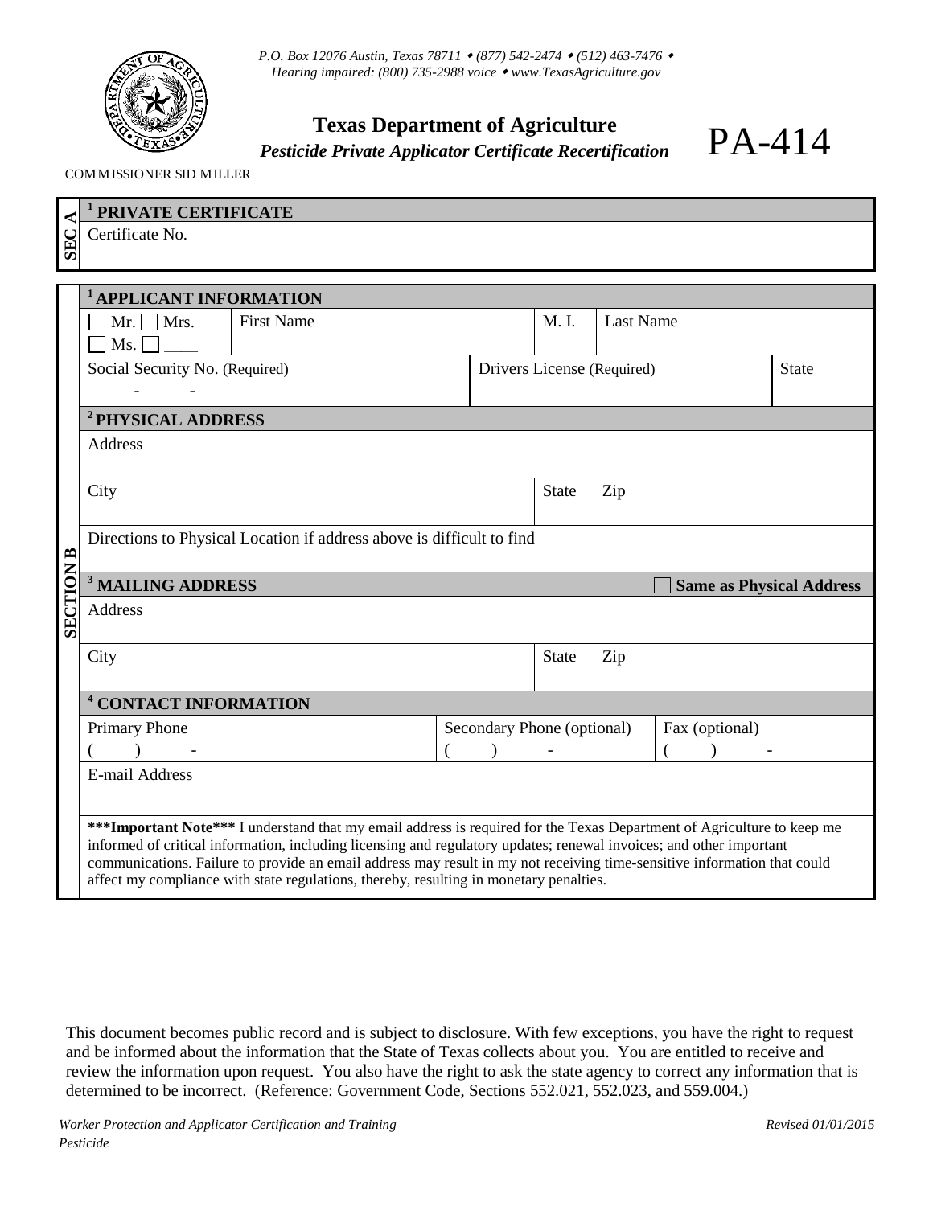*P.O. Box 12076 Austin, Texas 78711 • (877) 542-2474 • (512) 463-7476 •*
*Hearing impaired: (800) 735-2988 voice • www.TexasAgriculture.gov*

# Texas Department of Agriculture

***Pesticide Private Applicator Certificate Recertification***

# PA-414

COMMISSIONER SID MILLER

## SEC A

**[1] PRIVATE CERTIFICATE**

Certificate No.

## SECTION B

**[1] APPLICANT INFORMATION**

| ☐ Mr. ☐ Mrs. ☐ Ms. ☐ ____ | First Name | M. I. | Last Name |
|---|---|---|---|
| | | | |

| Social Security No. (Required) | Drivers License (Required) | State |
|---|---|---|
| - - | | |

**[2] PHYSICAL ADDRESS**

| Address | | |
|---|---|---|
| City | State | Zip |
| Directions to Physical Location if address above is difficult to find | | |

**[3] MAILING ADDRESS** ☐ **Same as Physical Address**

| Address | | |
|---|---|---|
| City | State | Zip |

**[4] CONTACT INFORMATION**

| Primary Phone | Secondary Phone (optional) | Fax (optional) |
|---|---|---|
| ( ) - | ( ) - | ( ) - |
| E-mail Address | | |

**\*\*\*Important Note\*\*\*** I understand that my email address is required for the Texas Department of Agriculture to keep me informed of critical information, including licensing and regulatory updates; renewal invoices; and other important communications. Failure to provide an email address may result in my not receiving time-sensitive information that could affect my compliance with state regulations, thereby, resulting in monetary penalties.

This document becomes public record and is subject to disclosure. With few exceptions, you have the right to request and be informed about the information that the State of Texas collects about you. You are entitled to receive and review the information upon request. You also have the right to ask the state agency to correct any information that is determined to be incorrect. (Reference: Government Code, Sections 552.021, 552.023, and 559.004.)

*Worker Protection and Applicator Certification and Training*
*Pesticide*

*Revised 01/01/2015*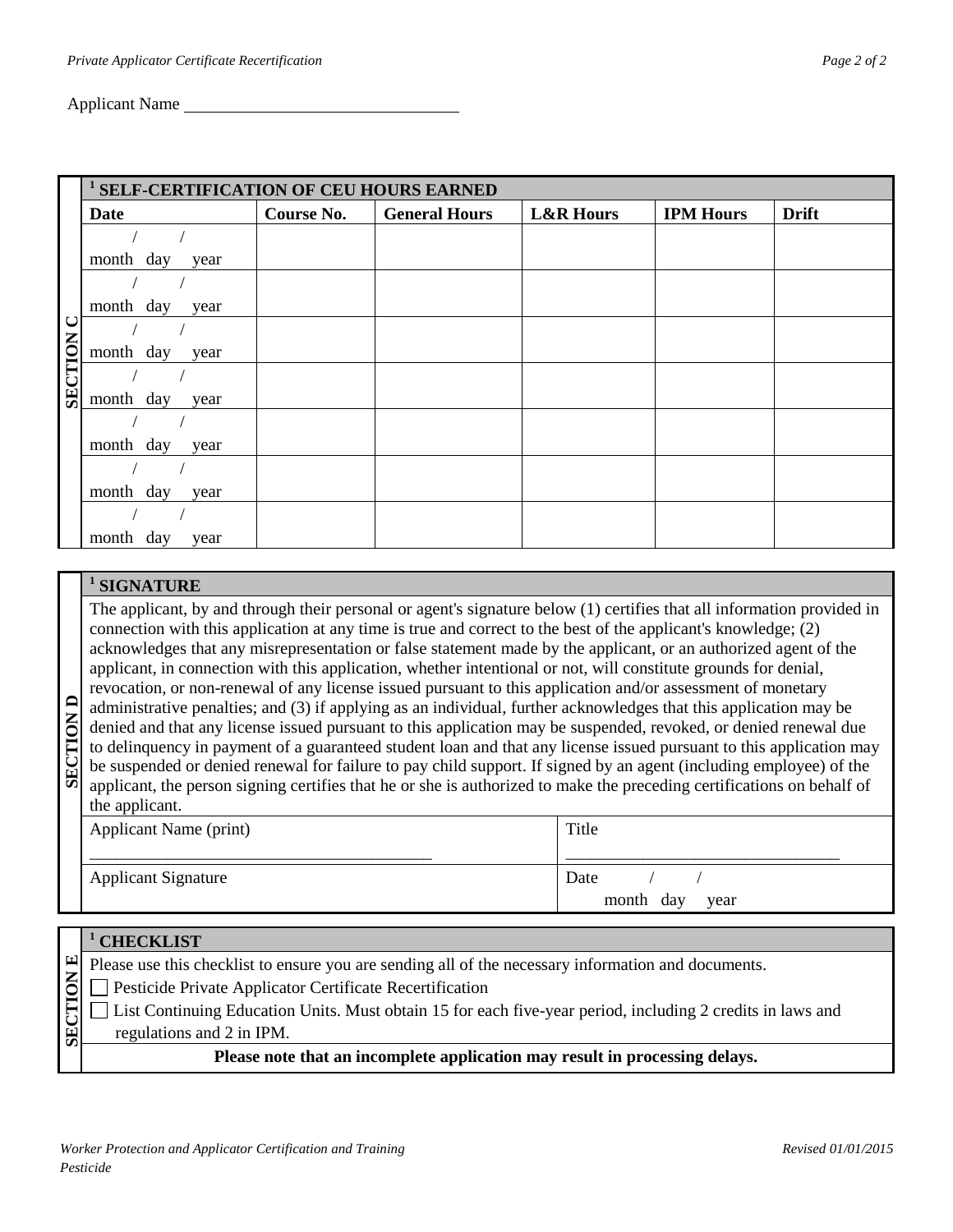Applicant Name ________________________________

## SECTION C

### [1] SELF-CERTIFICATION OF CEU HOURS EARNED

| Date | Course No. | General Hours | L&R Hours | IPM Hours | Drift |
|---|---|---|---|---|---|
| / / month day year | | | | | |
| / / month day year | | | | | |
| / / month day year | | | | | |
| / / month day year | | | | | |
| / / month day year | | | | | |
| / / month day year | | | | | |
| / / month day year | | | | | |

## SECTION D

### [1] SIGNATURE

The applicant, by and through their personal or agent's signature below (1) certifies that all information provided in connection with this application at any time is true and correct to the best of the applicant's knowledge; (2) acknowledges that any misrepresentation or false statement made by the applicant, or an authorized agent of the applicant, in connection with this application, whether intentional or not, will constitute grounds for denial, revocation, or non-renewal of any license issued pursuant to this application and/or assessment of monetary administrative penalties; and (3) if applying as an individual, further acknowledges that this application may be denied and that any license issued pursuant to this application may be suspended, revoked, or denied renewal due to delinquency in payment of a guaranteed student loan and that any license issued pursuant to this application may be suspended or denied renewal for failure to pay child support. If signed by an agent (including employee) of the applicant, the person signing certifies that he or she is authorized to make the preceding certifications on behalf of the applicant.

| | |
|---|---|
| Applicant Name (print) ________________________________________ | Title ________________________________ |
| Applicant Signature | Date / / month day year |

## SECTION E

### [1] CHECKLIST

Please use this checklist to ensure you are sending all of the necessary information and documents.

- ☐ Pesticide Private Applicator Certificate Recertification
- ☐ List Continuing Education Units. Must obtain 15 for each five-year period, including 2 credits in laws and regulations and 2 in IPM.

**Please note that an incomplete application may result in processing delays.**

*Worker Protection and Applicator Certification and Training Pesticide*

*Revised 01/01/2015*